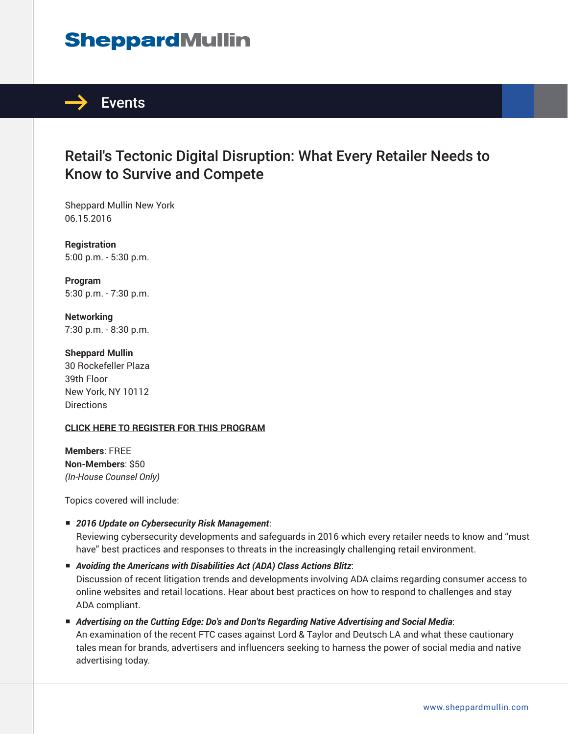# SheppardMullin

## Events

# Retail's Tectonic Digital Disruption: What Every Retailer Needs to Know to Survive and Compete

Sheppard Mullin New York
06.15.2016

**Registration**
5:00 p.m. - 5:30 p.m.

**Program**
5:30 p.m. - 7:30 p.m.

**Networking**
7:30 p.m. - 8:30 p.m.

**Sheppard Mullin**
30 Rockefeller Plaza
39th Floor
New York, NY 10112
Directions

**CLICK HERE TO REGISTER FOR THIS PROGRAM**

**Members**: FREE
**Non-Members**: $50
*(In-House Counsel Only)*

Topics covered will include:

- ***2016 Update on Cybersecurity Risk Management***:
  Reviewing cybersecurity developments and safeguards in 2016 which every retailer needs to know and "must have" best practices and responses to threats in the increasingly challenging retail environment.
- ***Avoiding the Americans with Disabilities Act (ADA) Class Actions Blitz***:
  Discussion of recent litigation trends and developments involving ADA claims regarding consumer access to online websites and retail locations. Hear about best practices on how to respond to challenges and stay ADA compliant.
- ***Advertising on the Cutting Edge: Do's and Don'ts Regarding Native Advertising and Social Media***:
  An examination of the recent FTC cases against Lord & Taylor and Deutsch LA and what these cautionary tales mean for brands, advertisers and influencers seeking to harness the power of social media and native advertising today.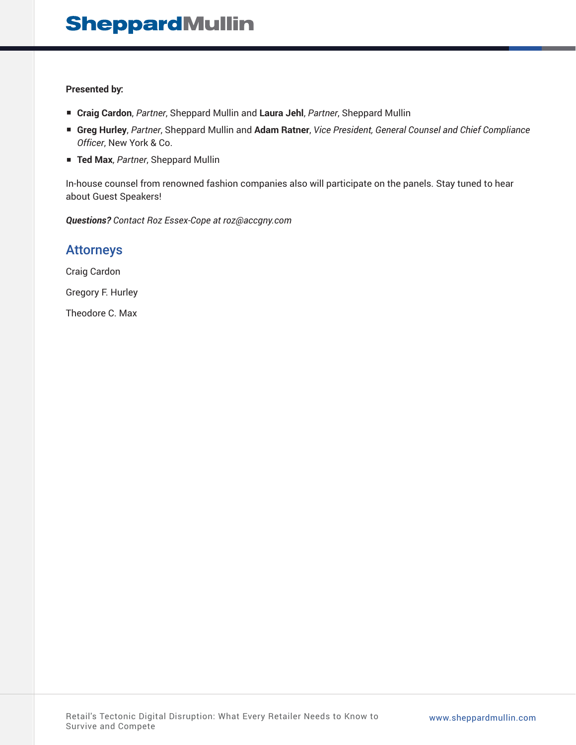**Presented by:**

- **Craig Cardon**, *Partner*, Sheppard Mullin and **Laura Jehl**, *Partner*, Sheppard Mullin
- **Greg Hurley**, *Partner*, Sheppard Mullin and **Adam Ratner**, *Vice President, General Counsel and Chief Compliance Officer*, New York & Co.
- **Ted Max**, *Partner*, Sheppard Mullin

In-house counsel from renowned fashion companies also will participate on the panels. Stay tuned to hear about Guest Speakers!

***Questions?** Contact Roz Essex-Cope at roz@accgny.com*

## Attorneys

Craig Cardon

Gregory F. Hurley

Theodore C. Max